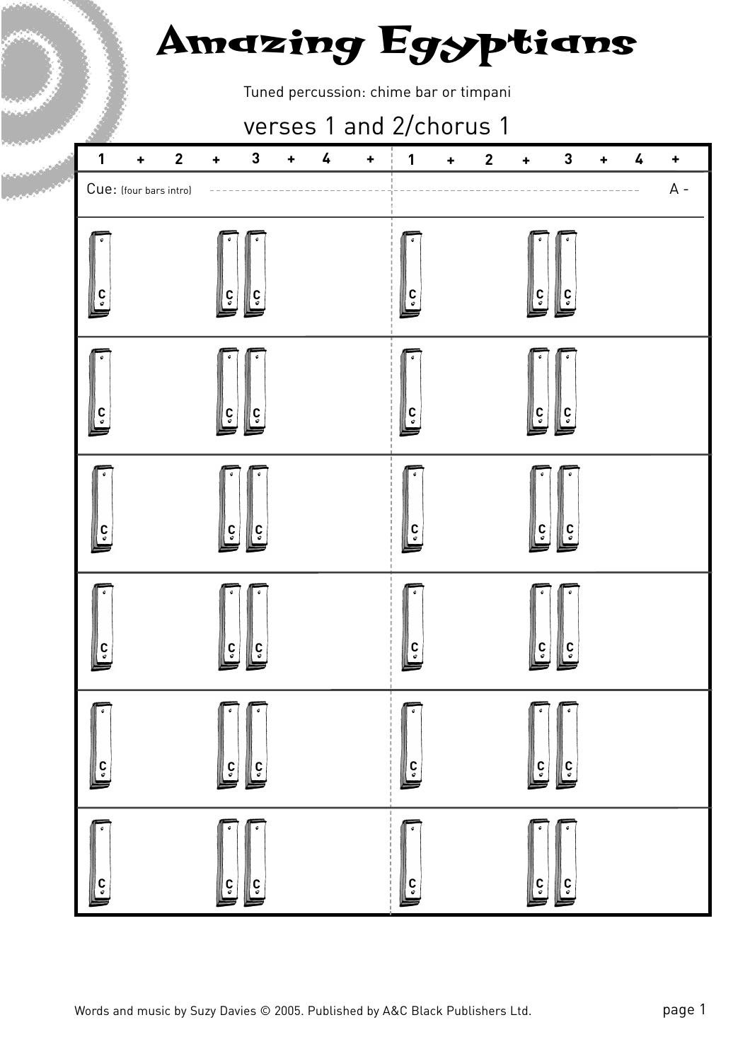# Amazing Egyptians

Tuned percussion: chime bar or timpani

## verses 1 and 2/chorus 1

| 1 | + | 2 | + | 3 | + | 4 | + | 1 | + | 2 | + | 3 | + | 4 | + |
|---|---|---|---|---|---|---|---|---|---|---|---|---|---|---|---|
| Cue: (four bars intro) | | | | | | | | | | | | | | | A - |
| C | | | C | C | | | | C | | | C | C | | | |
| C | | | C | C | | | | C | | | C | C | | | |
| C | | | C | C | | | | C | | | C | C | | | |
| C | | | C | C | | | | C | | | C | C | | | |
| C | | | C | C | | | | C | | | C | C | | | |
| C | | | C | C | | | | C | | | C | C | | | |

Words and music by Suzy Davies © 2005. Published by A&C Black Publishers Ltd.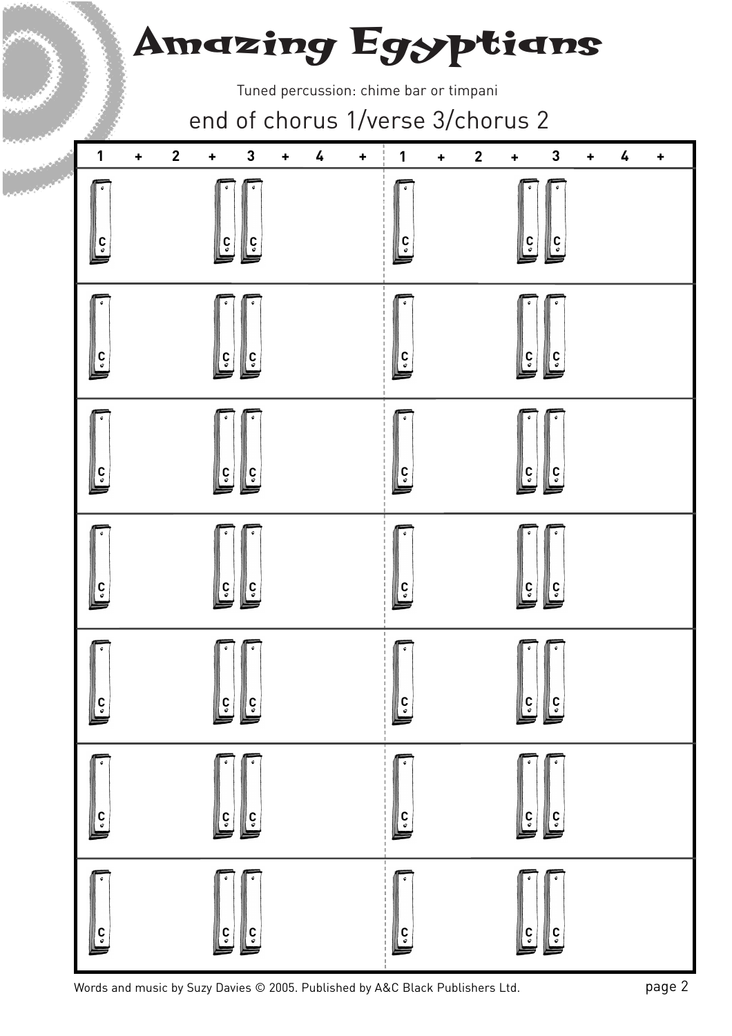# Amazing Egyptians

Tuned percussion: chime bar or timpani

## end of chorus 1/verse 3/chorus 2

| 1 | + | 2 | + | 3 | + | 4 | + | 1 | + | 2 | + | 3 | + | 4 | + |
|---|---|---|---|---|---|---|---|---|---|---|---|---|---|---|---|
| C | | | C | C | | | | C | | | C | C | | | |
| C | | | C | C | | | | C | | | C | C | | | |
| C | | | C | C | | | | C | | | C | C | | | |
| C | | | C | C | | | | C | | | C | C | | | |
| C | | | C | C | | | | C | | | C | C | | | |
| C | | | C | C | | | | C | | | C | C | | | |
| C | | | C | C | | | | C | | | C | C | | | |

Words and music by Suzy Davies © 2005. Published by A&C Black Publishers Ltd.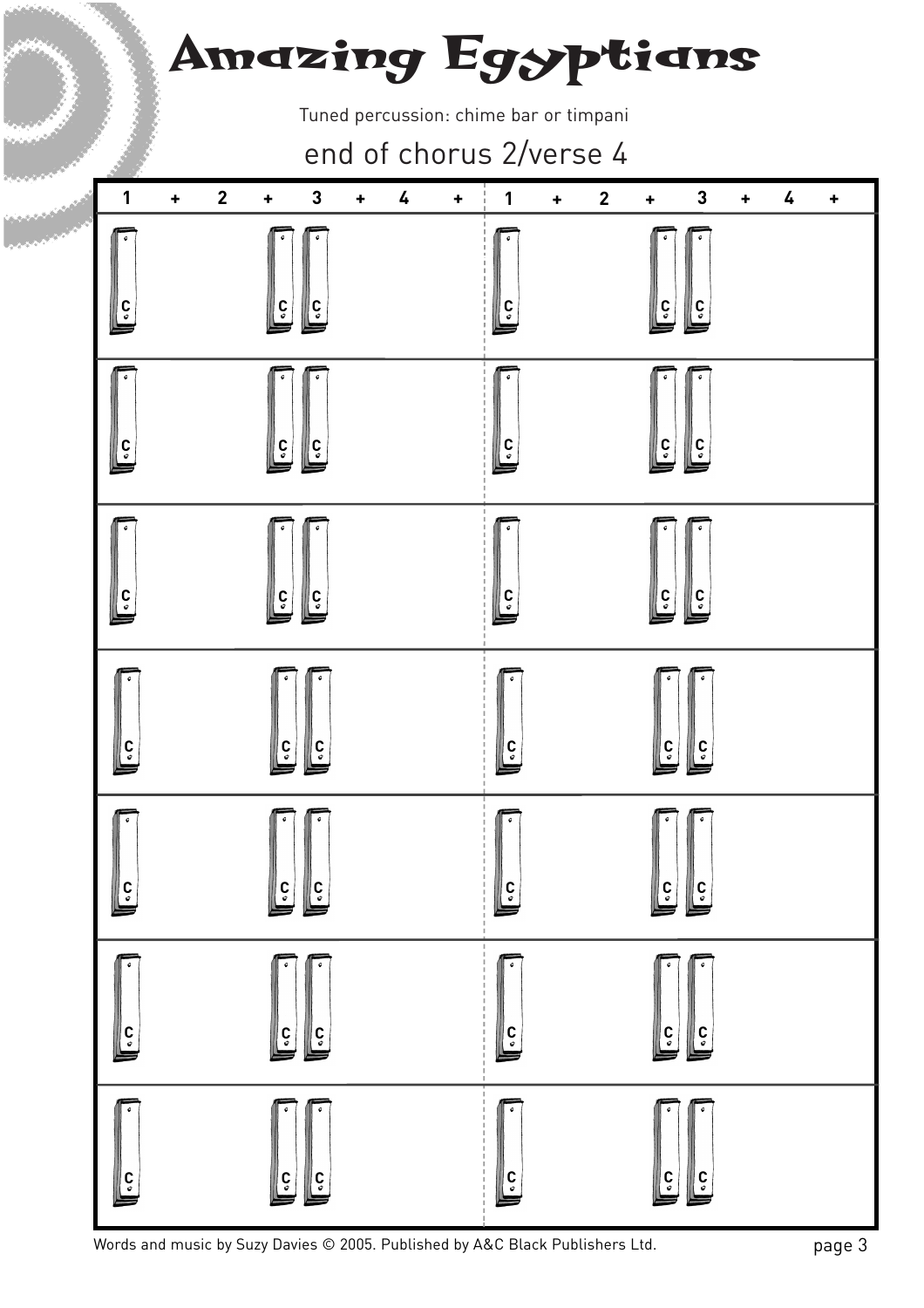# Amazing Egyptians

Tuned percussion: chime bar or timpani

## end of chorus 2/verse 4

| 1 | + | 2 | + | 3 | + | 4 | + | 1 | + | 2 | + | 3 | + | 4 | + |
|---|---|---|---|---|---|---|---|---|---|---|---|---|---|---|---|
| C | | | C | C | | | | C | | | C | C | | | |
| C | | | C | C | | | | C | | | C | C | | | |
| C | | | C | C | | | | C | | | C | C | | | |
| C | | | C | C | | | | C | | | C | C | | | |
| C | | | C | C | | | | C | | | C | C | | | |
| C | | | C | C | | | | C | | | C | C | | | |
| C | | | C | C | | | | C | | | C | C | | | |

Words and music by Suzy Davies © 2005. Published by A&C Black Publishers Ltd.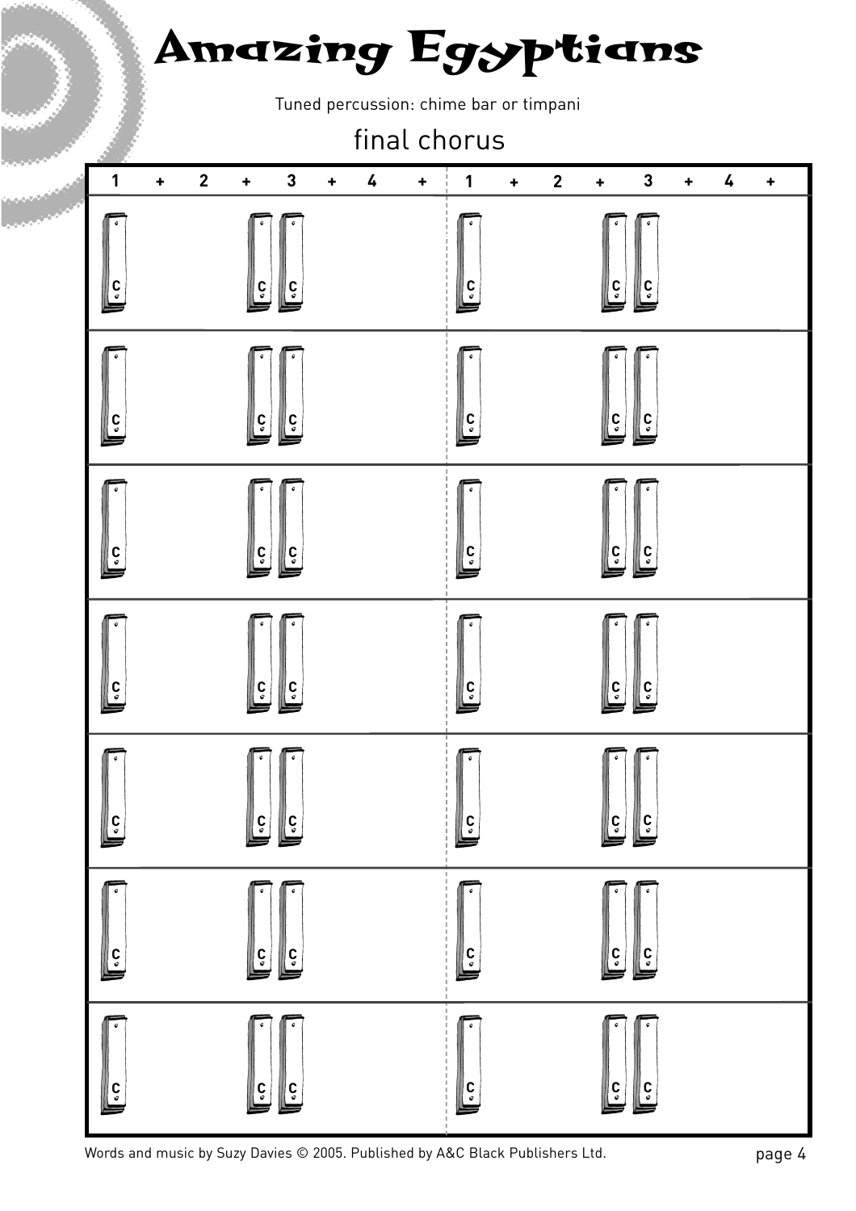# Amazing Egyptians

Tuned percussion: chime bar or timpani

## final chorus

| 1 | + | 2 | + | 3 | + | 4 | + | 1 | + | 2 | + | 3 | + | 4 | + |
|---|---|---|---|---|---|---|---|---|---|---|---|---|---|---|---|
| C | | | C | C | | | | C | | | C | C | | | |
| C | | | C | C | | | | C | | | C | C | | | |
| C | | | C | C | | | | C | | | C | C | | | |
| C | | | C | C | | | | C | | | C | C | | | |
| C | | | C | C | | | | C | | | C | C | | | |
| C | | | C | C | | | | C | | | C | C | | | |
| C | | | C | C | | | | C | | | C | C | | | |

Words and music by Suzy Davies © 2005. Published by A&C Black Publishers Ltd.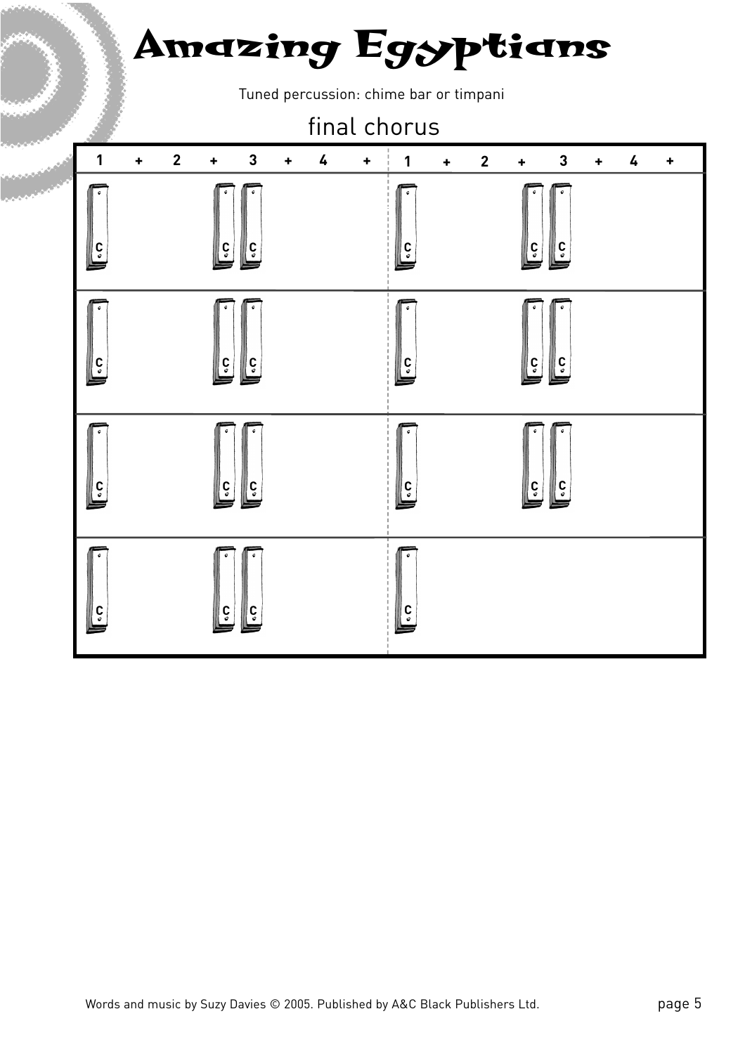# Amazing Egyptians

Tuned percussion: chime bar or timpani

## final chorus

| 1 | + | 2 | + | 3 | + | 4 | + | 1 | + | 2 | + | 3 | + | 4 | + |
|---|---|---|---|---|---|---|---|---|---|---|---|---|---|---|---|
| C | | | C | C | | | | C | | | C | C | | | |
| C | | | C | C | | | | C | | | C | C | | | |
| C | | | C | C | | | | C | | | C | C | | | |
| C | | | C | C | | | | C | | | | | | | |

Words and music by Suzy Davies © 2005. Published by A&C Black Publishers Ltd.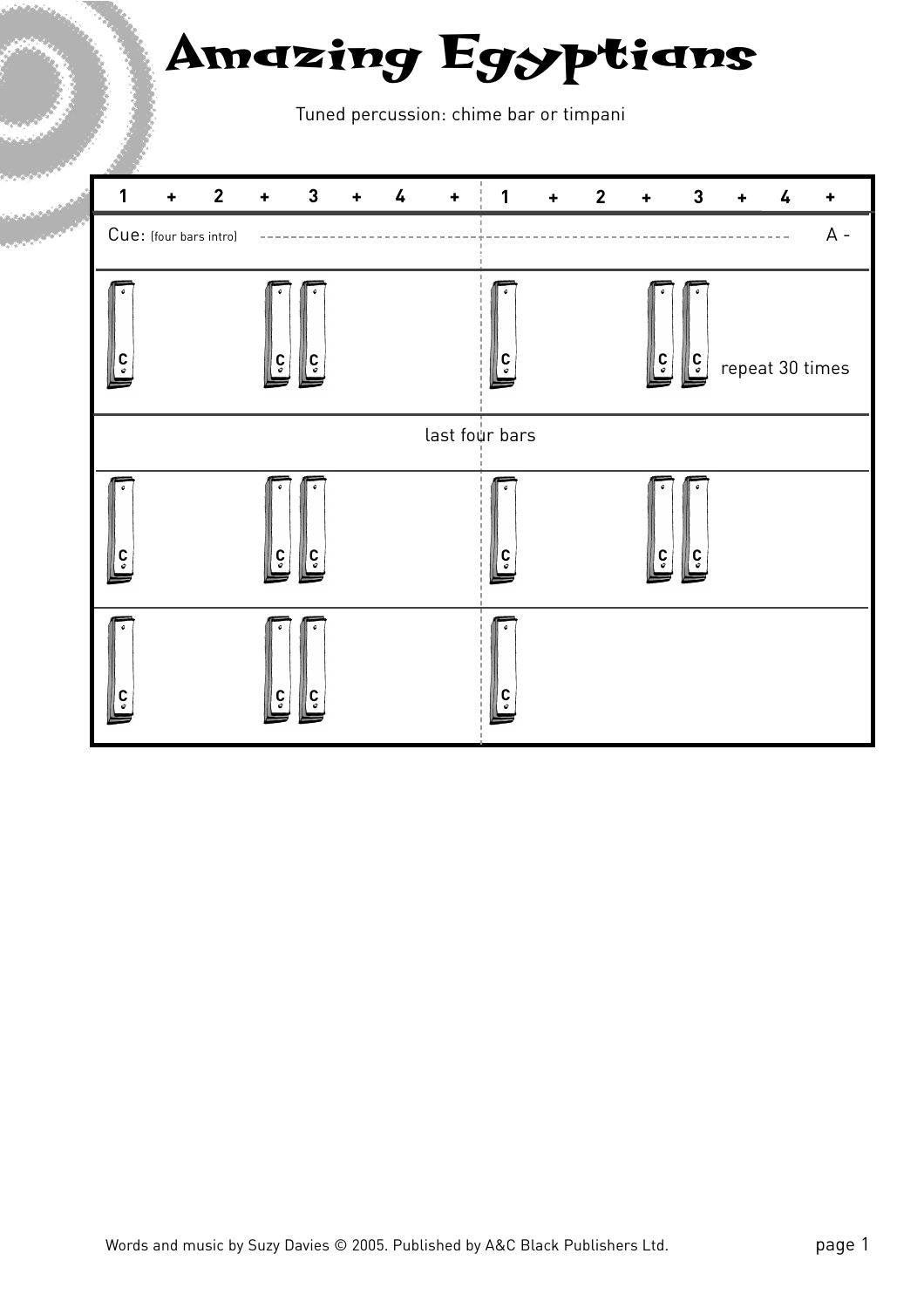# Amazing Egyptians

Tuned percussion: chime bar or timpani

| 1 | + | 2 | + | 3 | + | 4 | + | 1 | + | 2 | + | 3 | + | 4 | + |
|---|---|---|---|---|---|---|---|---|---|---|---|---|---|---|---|
| Cue: (four bars intro) | | | | | | | | | | | | | | | A - |
| C | | | C | C | | | | C | | | C | C | repeat 30 times | | |
| last four bars | | | | | | | | | | | | | | | |
| C | | | C | C | | | | C | | | C | C | | | |
| C | | | C | C | | | | C | | | | | | | |

Words and music by Suzy Davies © 2005. Published by A&C Black Publishers Ltd.